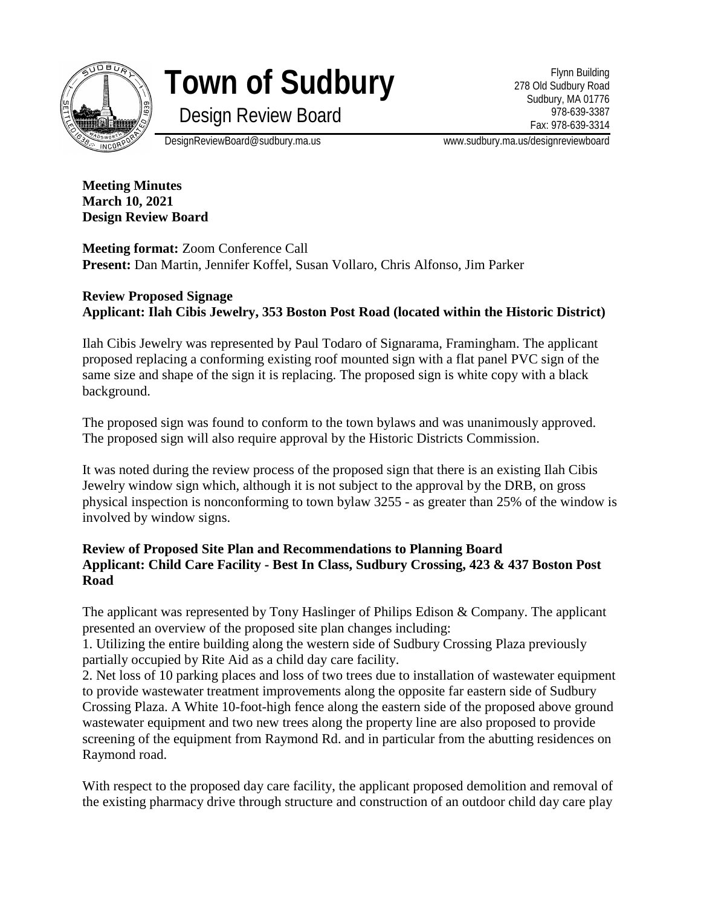# Town of Sudbury

## Design Review Board

Flynn Building
278 Old Sudbury Road
Sudbury, MA 01776
978-639-3387
Fax: 978-639-3314

DesignReviewBoard@sudbury.ma.us www.sudbury.ma.us/designreviewboard

**Meeting Minutes**
**March 10, 2021**
**Design Review Board**

**Meeting format:** Zoom Conference Call
**Present:** Dan Martin, Jennifer Koffel, Susan Vollaro, Chris Alfonso, Jim Parker

**Review Proposed Signage**
**Applicant: Ilah Cibis Jewelry, 353 Boston Post Road (located within the Historic District)**

Ilah Cibis Jewelry was represented by Paul Todaro of Signarama, Framingham. The applicant proposed replacing a conforming existing roof mounted sign with a flat panel PVC sign of the same size and shape of the sign it is replacing. The proposed sign is white copy with a black background.

The proposed sign was found to conform to the town bylaws and was unanimously approved. The proposed sign will also require approval by the Historic Districts Commission.

It was noted during the review process of the proposed sign that there is an existing Ilah Cibis Jewelry window sign which, although it is not subject to the approval by the DRB, on gross physical inspection is nonconforming to town bylaw 3255 - as greater than 25% of the window is involved by window signs.

**Review of Proposed Site Plan and Recommendations to Planning Board**
**Applicant: Child Care Facility - Best In Class, Sudbury Crossing, 423 & 437 Boston Post Road**

The applicant was represented by Tony Haslinger of Philips Edison & Company. The applicant presented an overview of the proposed site plan changes including:

1. Utilizing the entire building along the western side of Sudbury Crossing Plaza previously partially occupied by Rite Aid as a child day care facility.
2. Net loss of 10 parking places and loss of two trees due to installation of wastewater equipment to provide wastewater treatment improvements along the opposite far eastern side of Sudbury Crossing Plaza. A White 10-foot-high fence along the eastern side of the proposed above ground wastewater equipment and two new trees along the property line are also proposed to provide screening of the equipment from Raymond Rd. and in particular from the abutting residences on Raymond road.

With respect to the proposed day care facility, the applicant proposed demolition and removal of the existing pharmacy drive through structure and construction of an outdoor child day care play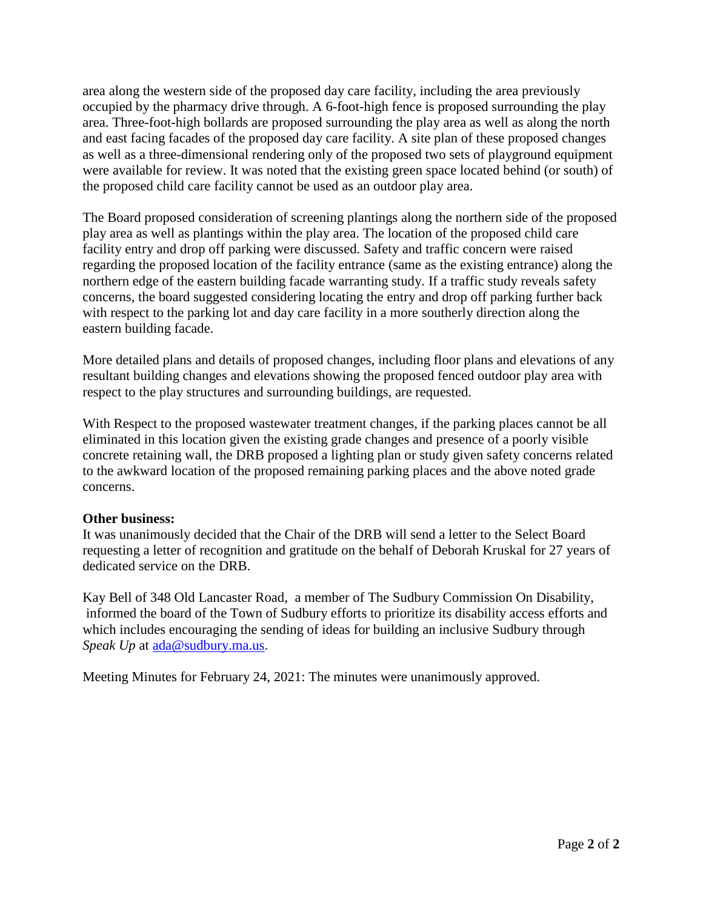area along the western side of the proposed day care facility, including the area previously occupied by the pharmacy drive through. A 6-foot-high fence is proposed surrounding the play area. Three-foot-high bollards are proposed surrounding the play area as well as along the north and east facing facades of the proposed day care facility. A site plan of these proposed changes as well as a three-dimensional rendering only of the proposed two sets of playground equipment were available for review. It was noted that the existing green space located behind (or south) of the proposed child care facility cannot be used as an outdoor play area.

The Board proposed consideration of screening plantings along the northern side of the proposed play area as well as plantings within the play area. The location of the proposed child care facility entry and drop off parking were discussed. Safety and traffic concern were raised regarding the proposed location of the facility entrance (same as the existing entrance) along the northern edge of the eastern building facade warranting study. If a traffic study reveals safety concerns, the board suggested considering locating the entry and drop off parking further back with respect to the parking lot and day care facility in a more southerly direction along the eastern building facade.

More detailed plans and details of proposed changes, including floor plans and elevations of any resultant building changes and elevations showing the proposed fenced outdoor play area with respect to the play structures and surrounding buildings, are requested.

With Respect to the proposed wastewater treatment changes, if the parking places cannot be all eliminated in this location given the existing grade changes and presence of a poorly visible concrete retaining wall, the DRB proposed a lighting plan or study given safety concerns related to the awkward location of the proposed remaining parking places and the above noted grade concerns.

**Other business:**
It was unanimously decided that the Chair of the DRB will send a letter to the Select Board requesting a letter of recognition and gratitude on the behalf of Deborah Kruskal for 27 years of dedicated service on the DRB.

Kay Bell of 348 Old Lancaster Road, a member of The Sudbury Commission On Disability, informed the board of the Town of Sudbury efforts to prioritize its disability access efforts and which includes encouraging the sending of ideas for building an inclusive Sudbury through *Speak Up* at ada@sudbury.ma.us.

Meeting Minutes for February 24, 2021: The minutes were unanimously approved.